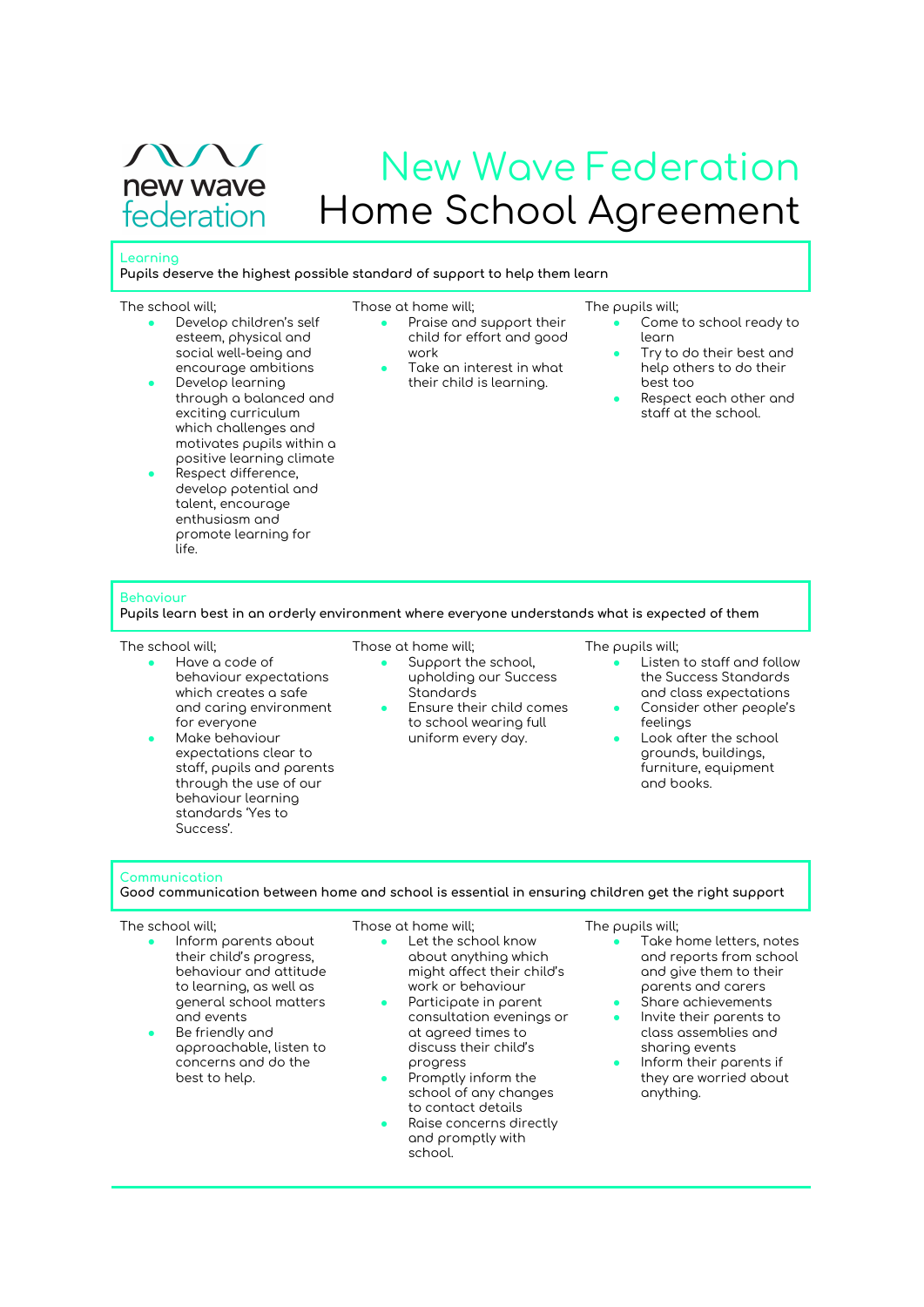# New Wave Federation
# Home School Agreement

## Learning

**Pupils deserve the highest possible standard of support to help them learn**

The school will;

- Develop children's self esteem, physical and social well-being and encourage ambitions
- Develop learning through a balanced and exciting curriculum which challenges and motivates pupils within a positive learning climate
- Respect difference, develop potential and talent, encourage enthusiasm and promote learning for life.

Those at home will;

- Praise and support their child for effort and good work
- Take an interest in what their child is learning.

The pupils will;

- Come to school ready to learn
- Try to do their best and help others to do their best too
- Respect each other and staff at the school.

## Behaviour

**Pupils learn best in an orderly environment where everyone understands what is expected of them**

The school will;

- Have a code of behaviour expectations which creates a safe and caring environment for everyone
- Make behaviour expectations clear to staff, pupils and parents through the use of our behaviour learning standards 'Yes to Success'.

Those at home will;

- Support the school, upholding our Success Standards
- Ensure their child comes to school wearing full uniform every day.

The pupils will;

- Listen to staff and follow the Success Standards and class expectations
- Consider other people's feelings
- Look after the school grounds, buildings, furniture, equipment and books.

## Communication

**Good communication between home and school is essential in ensuring children get the right support**

The school will;

- Inform parents about their child's progress, behaviour and attitude to learning, as well as general school matters and events
- Be friendly and approachable, listen to concerns and do the best to help.

Those at home will;

- Let the school know about anything which might affect their child's work or behaviour
- Participate in parent consultation evenings or at agreed times to discuss their child's progress
- Promptly inform the school of any changes to contact details
- Raise concerns directly and promptly with school.

The pupils will;

- Take home letters, notes and reports from school and give them to their parents and carers
- Share achievements
- Invite their parents to class assemblies and sharing events
- Inform their parents if they are worried about anything.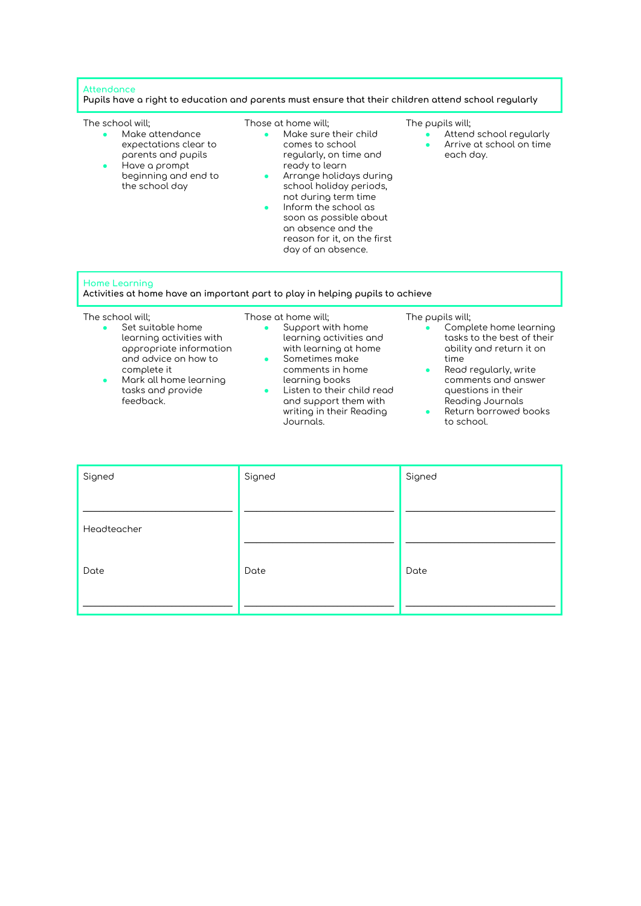## Attendance

**Pupils have a right to education and parents must ensure that their children attend school regularly**

The school will;

- Make attendance expectations clear to parents and pupils
- Have a prompt beginning and end to the school day

Those at home will;

- Make sure their child comes to school regularly, on time and ready to learn
- Arrange holidays during school holiday periods, not during term time
- Inform the school as soon as possible about an absence and the reason for it, on the first day of an absence.

The pupils will;

- Attend school regularly
- Arrive at school on time each day.

## Home Learning

**Activities at home have an important part to play in helping pupils to achieve**

The school will;

- Set suitable home learning activities with appropriate information and advice on how to complete it
- Mark all home learning tasks and provide feedback.

Those at home will;

- Support with home learning activities and with learning at home
- Sometimes make comments in home learning books
- Listen to their child read and support them with writing in their Reading Journals.

The pupils will;

- Complete home learning tasks to the best of their ability and return it on time
- Read regularly, write comments and answer questions in their Reading Journals
- Return borrowed books to school.

| | | |
|---|---|---|
| Signed<br><br>\_\_\_\_\_\_\_\_\_\_\_\_\_\_\_\_\_\_\_\_ | Signed<br><br>\_\_\_\_\_\_\_\_\_\_\_\_\_\_\_\_\_\_\_\_ | Signed<br><br>\_\_\_\_\_\_\_\_\_\_\_\_\_\_\_\_\_\_\_\_ |
| Headteacher | \_\_\_\_\_\_\_\_\_\_\_\_\_\_\_\_\_\_\_\_ | \_\_\_\_\_\_\_\_\_\_\_\_\_\_\_\_\_\_\_\_ |
| Date<br><br>\_\_\_\_\_\_\_\_\_\_\_\_\_\_\_\_\_\_\_\_ | Date<br><br>\_\_\_\_\_\_\_\_\_\_\_\_\_\_\_\_\_\_\_\_ | Date<br><br>\_\_\_\_\_\_\_\_\_\_\_\_\_\_\_\_\_\_\_\_ |